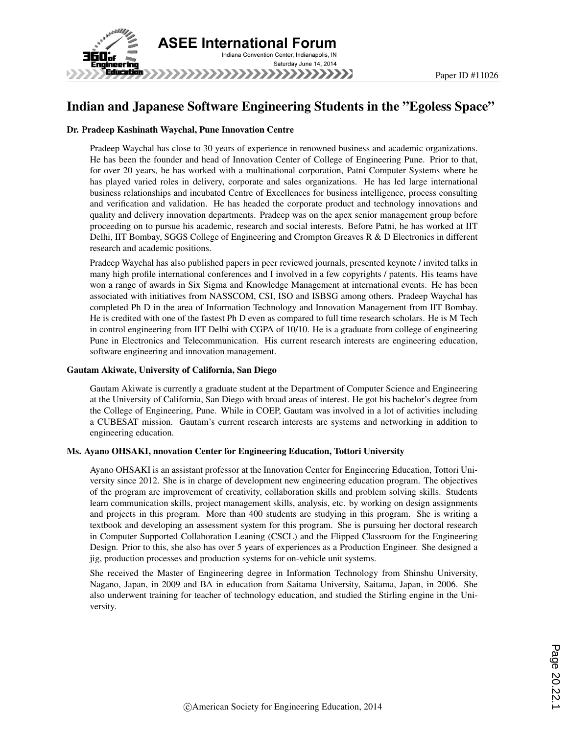# Indian and Japanese Software Engineering Students in the "Egoless Space"

### Dr. Pradeep Kashinath Waychal, Pune Innovation Centre

Pradeep Waychal has close to 30 years of experience in renowned business and academic organizations. He has been the founder and head of Innovation Center of College of Engineering Pune. Prior to that, for over 20 years, he has worked with a multinational corporation, Patni Computer Systems where he has played varied roles in delivery, corporate and sales organizations. He has led large international business relationships and incubated Centre of Excellences for business intelligence, process consulting and verification and validation. He has headed the corporate product and technology innovations and quality and delivery innovation departments. Pradeep was on the apex senior management group before proceeding on to pursue his academic, research and social interests. Before Patni, he has worked at IIT Delhi, IIT Bombay, SGGS College of Engineering and Crompton Greaves R & D Electronics in different research and academic positions.

Pradeep Waychal has also published papers in peer reviewed journals, presented keynote / invited talks in many high profile international conferences and I involved in a few copyrights / patents. His teams have won a range of awards in Six Sigma and Knowledge Management at international events. He has been associated with initiatives from NASSCOM, CSI, ISO and ISBSG among others. Pradeep Waychal has completed Ph D in the area of Information Technology and Innovation Management from IIT Bombay. He is credited with one of the fastest Ph D even as compared to full time research scholars. He is M Tech in control engineering from IIT Delhi with CGPA of 10/10. He is a graduate from college of engineering Pune in Electronics and Telecommunication. His current research interests are engineering education, software engineering and innovation management.

### Gautam Akiwate, University of California, San Diego

Gautam Akiwate is currently a graduate student at the Department of Computer Science and Engineering at the University of California, San Diego with broad areas of interest. He got his bachelor's degree from the College of Engineering, Pune. While in COEP, Gautam was involved in a lot of activities including a CUBESAT mission. Gautam's current research interests are systems and networking in addition to engineering education.

### Ms. Ayano OHSAKI, nnovation Center for Engineering Education, Tottori University

Ayano OHSAKI is an assistant professor at the Innovation Center for Engineering Education, Tottori University since 2012. She is in charge of development new engineering education program. The objectives of the program are improvement of creativity, collaboration skills and problem solving skills. Students learn communication skills, project management skills, analysis, etc. by working on design assignments and projects in this program. More than 400 students are studying in this program. She is writing a textbook and developing an assessment system for this program. She is pursuing her doctoral research in Computer Supported Collaboration Leaning (CSCL) and the Flipped Classroom for the Engineering Design. Prior to this, she also has over 5 years of experiences as a Production Engineer. She designed a jig, production processes and production systems for on-vehicle unit systems.

She received the Master of Engineering degree in Information Technology from Shinshu University, Nagano, Japan, in 2009 and BA in education from Saitama University, Saitama, Japan, in 2006. She also underwent training for teacher of technology education, and studied the Stirling engine in the University.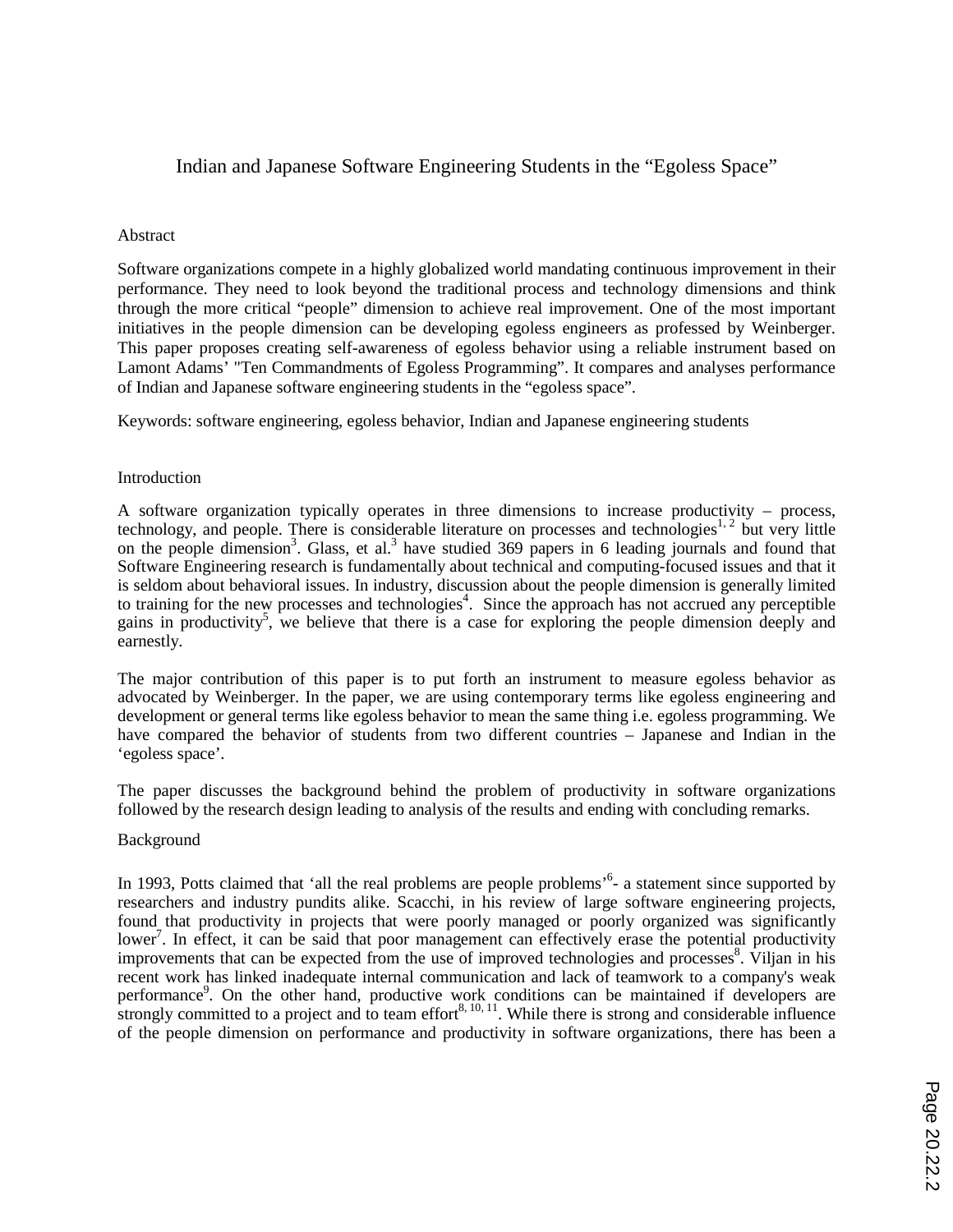# Indian and Japanese Software Engineering Students in the "Egoless Space"

## Abstract

Software organizations compete in a highly globalized world mandating continuous improvement in their performance. They need to look beyond the traditional process and technology dimensions and think through the more critical "people" dimension to achieve real improvement. One of the most important initiatives in the people dimension can be developing egoless engineers as professed by Weinberger. This paper proposes creating self-awareness of egoless behavior using a reliable instrument based on Lamont Adams' "Ten Commandments of Egoless Programming". It compares and analyses performance of Indian and Japanese software engineering students in the "egoless space".

Keywords: software engineering, egoless behavior, Indian and Japanese engineering students

## Introduction

A software organization typically operates in three dimensions to increase productivity – process, technology, and people. There is considerable literature on processes and technologies[1, 2] but very little on the people dimension[3]. Glass, et al.[3] have studied 369 papers in 6 leading journals and found that Software Engineering research is fundamentally about technical and computing-focused issues and that it is seldom about behavioral issues. In industry, discussion about the people dimension is generally limited to training for the new processes and technologies[4]. Since the approach has not accrued any perceptible gains in productivity[5], we believe that there is a case for exploring the people dimension deeply and earnestly.

The major contribution of this paper is to put forth an instrument to measure egoless behavior as advocated by Weinberger. In the paper, we are using contemporary terms like egoless engineering and development or general terms like egoless behavior to mean the same thing i.e. egoless programming. We have compared the behavior of students from two different countries – Japanese and Indian in the 'egoless space'.

The paper discusses the background behind the problem of productivity in software organizations followed by the research design leading to analysis of the results and ending with concluding remarks.

## Background

In 1993, Potts claimed that 'all the real problems are people problems'[6]- a statement since supported by researchers and industry pundits alike. Scacchi, in his review of large software engineering projects, found that productivity in projects that were poorly managed or poorly organized was significantly lower[7]. In effect, it can be said that poor management can effectively erase the potential productivity improvements that can be expected from the use of improved technologies and processes[8]. Viljan in his recent work has linked inadequate internal communication and lack of teamwork to a company's weak performance[9]. On the other hand, productive work conditions can be maintained if developers are strongly committed to a project and to team effort[8, 10, 11]. While there is strong and considerable influence of the people dimension on performance and productivity in software organizations, there has been a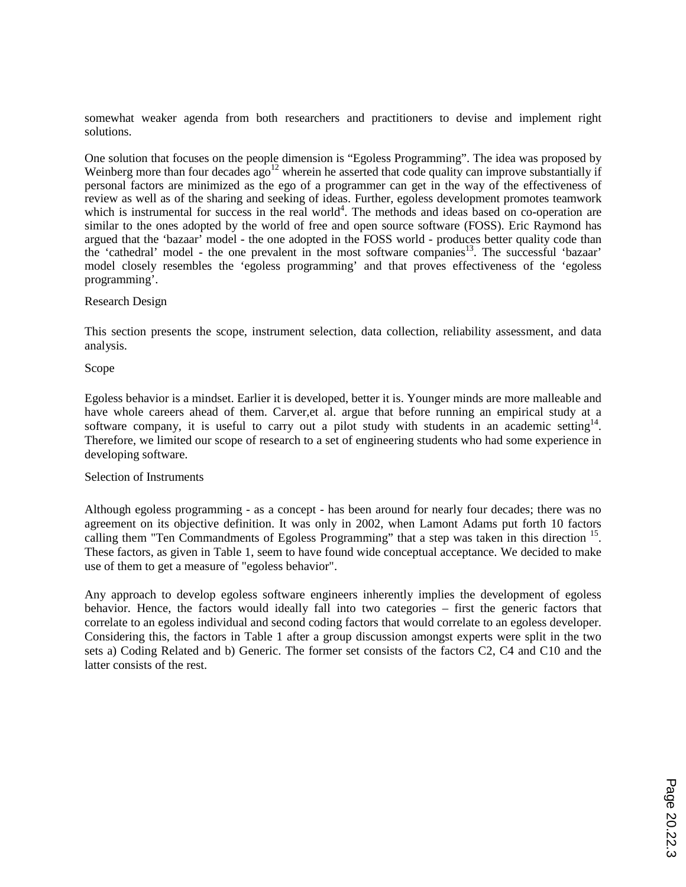somewhat weaker agenda from both researchers and practitioners to devise and implement right solutions.

One solution that focuses on the people dimension is "Egoless Programming". The idea was proposed by Weinberg more than four decades ago[12] wherein he asserted that code quality can improve substantially if personal factors are minimized as the ego of a programmer can get in the way of the effectiveness of review as well as of the sharing and seeking of ideas. Further, egoless development promotes teamwork which is instrumental for success in the real world[4]. The methods and ideas based on co-operation are similar to the ones adopted by the world of free and open source software (FOSS). Eric Raymond has argued that the 'bazaar' model - the one adopted in the FOSS world - produces better quality code than the 'cathedral' model - the one prevalent in the most software companies[13]. The successful 'bazaar' model closely resembles the 'egoless programming' and that proves effectiveness of the 'egoless programming'.

## Research Design

This section presents the scope, instrument selection, data collection, reliability assessment, and data analysis.

### Scope

Egoless behavior is a mindset. Earlier it is developed, better it is. Younger minds are more malleable and have whole careers ahead of them. Carver,et al. argue that before running an empirical study at a software company, it is useful to carry out a pilot study with students in an academic setting[14]. Therefore, we limited our scope of research to a set of engineering students who had some experience in developing software.

### Selection of Instruments

Although egoless programming - as a concept - has been around for nearly four decades; there was no agreement on its objective definition. It was only in 2002, when Lamont Adams put forth 10 factors calling them "Ten Commandments of Egoless Programming" that a step was taken in this direction [15]. These factors, as given in Table 1, seem to have found wide conceptual acceptance. We decided to make use of them to get a measure of "egoless behavior".

Any approach to develop egoless software engineers inherently implies the development of egoless behavior. Hence, the factors would ideally fall into two categories – first the generic factors that correlate to an egoless individual and second coding factors that would correlate to an egoless developer. Considering this, the factors in Table 1 after a group discussion amongst experts were split in the two sets a) Coding Related and b) Generic. The former set consists of the factors C2, C4 and C10 and the latter consists of the rest.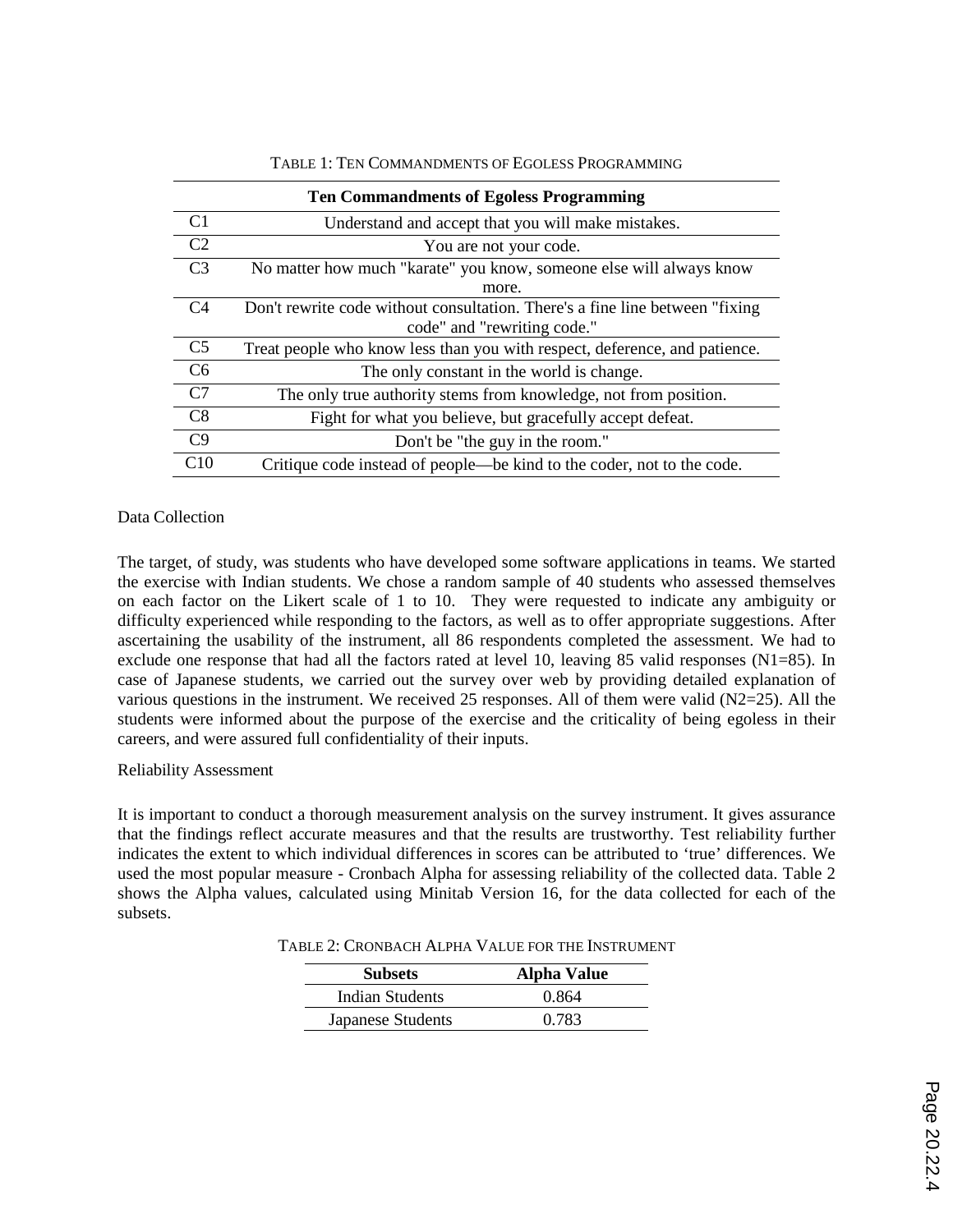TABLE 1: TEN COMMANDMENTS OF EGOLESS PROGRAMMING

| | Ten Commandments of Egoless Programming |
|---|---|
| C1 | Understand and accept that you will make mistakes. |
| C2 | You are not your code. |
| C3 | No matter how much "karate" you know, someone else will always know more. |
| C4 | Don't rewrite code without consultation. There's a fine line between "fixing code" and "rewriting code." |
| C5 | Treat people who know less than you with respect, deference, and patience. |
| C6 | The only constant in the world is change. |
| C7 | The only true authority stems from knowledge, not from position. |
| C8 | Fight for what you believe, but gracefully accept defeat. |
| C9 | Don't be "the guy in the room." |
| C10 | Critique code instead of people—be kind to the coder, not to the code. |

Data Collection

The target, of study, was students who have developed some software applications in teams. We started the exercise with Indian students. We chose a random sample of 40 students who assessed themselves on each factor on the Likert scale of 1 to 10. They were requested to indicate any ambiguity or difficulty experienced while responding to the factors, as well as to offer appropriate suggestions. After ascertaining the usability of the instrument, all 86 respondents completed the assessment. We had to exclude one response that had all the factors rated at level 10, leaving 85 valid responses (N1=85). In case of Japanese students, we carried out the survey over web by providing detailed explanation of various questions in the instrument. We received 25 responses. All of them were valid (N2=25). All the students were informed about the purpose of the exercise and the criticality of being egoless in their careers, and were assured full confidentiality of their inputs.

Reliability Assessment

It is important to conduct a thorough measurement analysis on the survey instrument. It gives assurance that the findings reflect accurate measures and that the results are trustworthy. Test reliability further indicates the extent to which individual differences in scores can be attributed to 'true' differences. We used the most popular measure - Cronbach Alpha for assessing reliability of the collected data. Table 2 shows the Alpha values, calculated using Minitab Version 16, for the data collected for each of the subsets.

TABLE 2: CRONBACH ALPHA VALUE FOR THE INSTRUMENT

| Subsets | Alpha Value |
|---|---|
| Indian Students | 0.864 |
| Japanese Students | 0.783 |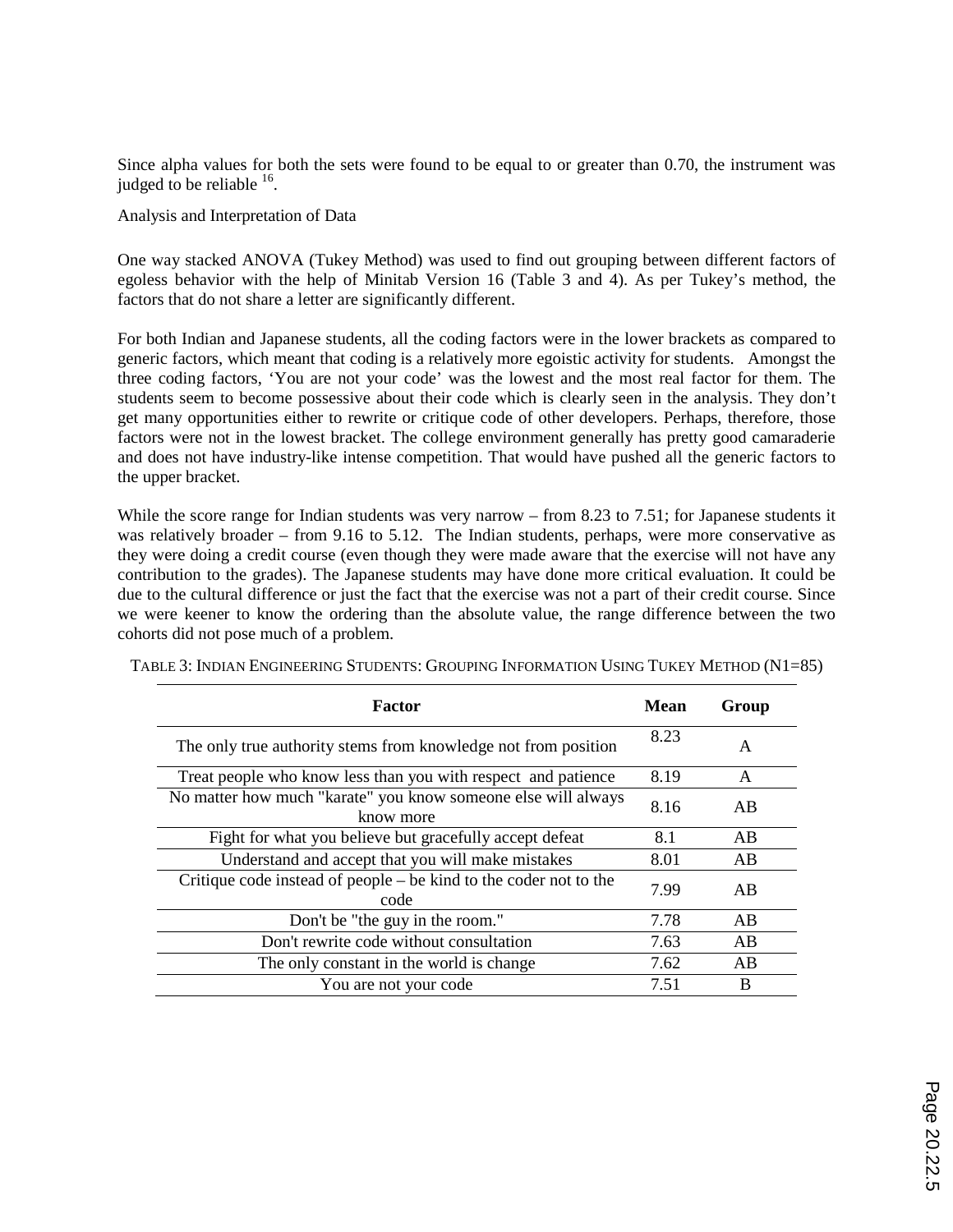Since alpha values for both the sets were found to be equal to or greater than 0.70, the instrument was judged to be reliable [16].

## Analysis and Interpretation of Data

One way stacked ANOVA (Tukey Method) was used to find out grouping between different factors of egoless behavior with the help of Minitab Version 16 (Table 3 and 4). As per Tukey's method, the factors that do not share a letter are significantly different.

For both Indian and Japanese students, all the coding factors were in the lower brackets as compared to generic factors, which meant that coding is a relatively more egoistic activity for students. Amongst the three coding factors, 'You are not your code' was the lowest and the most real factor for them. The students seem to become possessive about their code which is clearly seen in the analysis. They don't get many opportunities either to rewrite or critique code of other developers. Perhaps, therefore, those factors were not in the lowest bracket. The college environment generally has pretty good camaraderie and does not have industry-like intense competition. That would have pushed all the generic factors to the upper bracket.

While the score range for Indian students was very narrow – from 8.23 to 7.51; for Japanese students it was relatively broader – from 9.16 to 5.12. The Indian students, perhaps, were more conservative as they were doing a credit course (even though they were made aware that the exercise will not have any contribution to the grades). The Japanese students may have done more critical evaluation. It could be due to the cultural difference or just the fact that the exercise was not a part of their credit course. Since we were keener to know the ordering than the absolute value, the range difference between the two cohorts did not pose much of a problem.

TABLE 3: INDIAN ENGINEERING STUDENTS: GROUPING INFORMATION USING TUKEY METHOD (N1=85)

| Factor | Mean | Group |
|---|---|---|
| The only true authority stems from knowledge not from position | 8.23 | A |
| Treat people who know less than you with respect and patience | 8.19 | A |
| No matter how much "karate" you know someone else will always know more | 8.16 | AB |
| Fight for what you believe but gracefully accept defeat | 8.1 | AB |
| Understand and accept that you will make mistakes | 8.01 | AB |
| Critique code instead of people – be kind to the coder not to the code | 7.99 | AB |
| Don't be "the guy in the room." | 7.78 | AB |
| Don't rewrite code without consultation | 7.63 | AB |
| The only constant in the world is change | 7.62 | AB |
| You are not your code | 7.51 | B |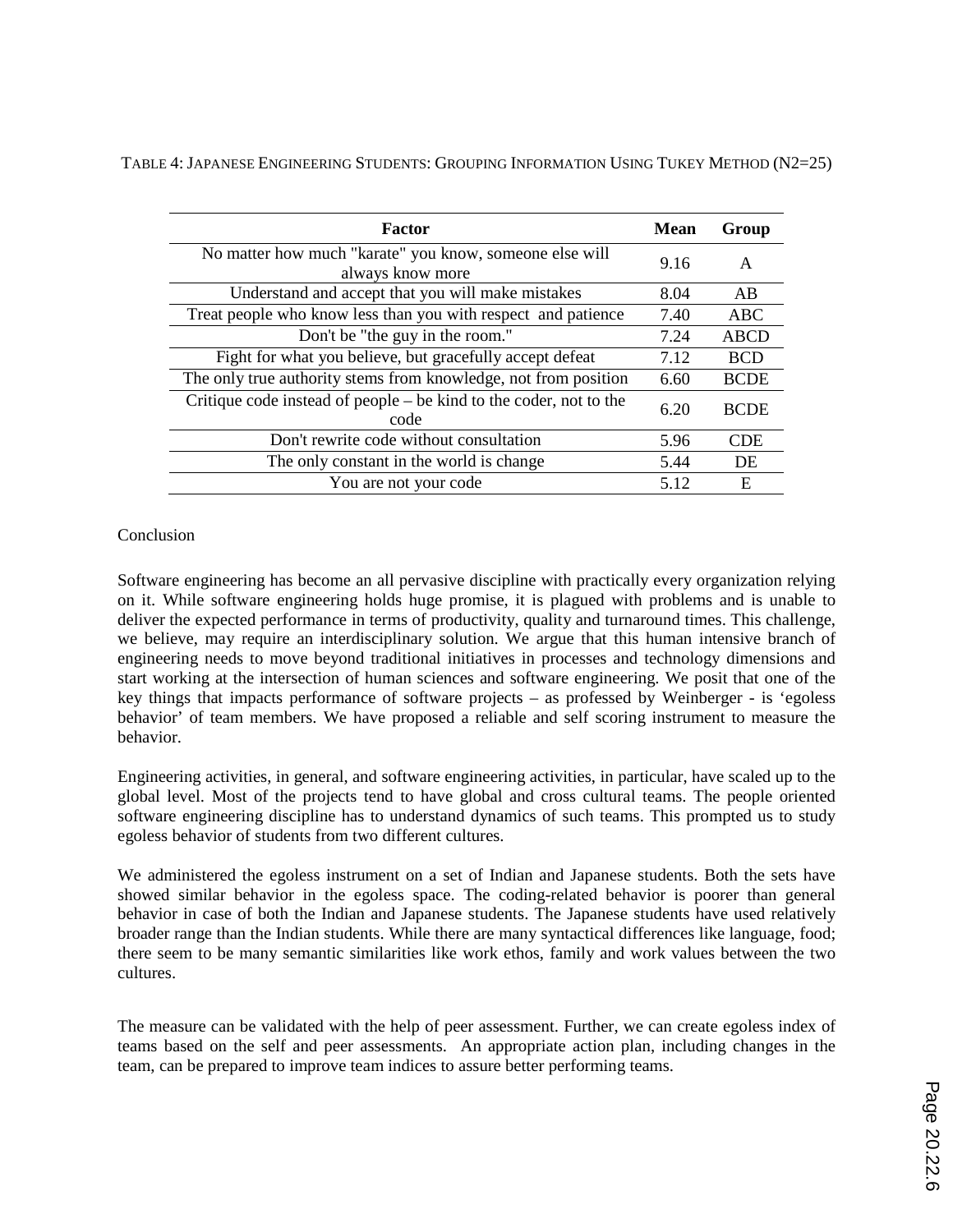TABLE 4: JAPANESE ENGINEERING STUDENTS: GROUPING INFORMATION USING TUKEY METHOD (N2=25)

| Factor | Mean | Group |
|---|---|---|
| No matter how much "karate" you know, someone else will always know more | 9.16 | A |
| Understand and accept that you will make mistakes | 8.04 | AB |
| Treat people who know less than you with respect and patience | 7.40 | ABC |
| Don't be "the guy in the room." | 7.24 | ABCD |
| Fight for what you believe, but gracefully accept defeat | 7.12 | BCD |
| The only true authority stems from knowledge, not from position | 6.60 | BCDE |
| Critique code instead of people – be kind to the coder, not to the code | 6.20 | BCDE |
| Don't rewrite code without consultation | 5.96 | CDE |
| The only constant in the world is change | 5.44 | DE |
| You are not your code | 5.12 | E |

## Conclusion

Software engineering has become an all pervasive discipline with practically every organization relying on it. While software engineering holds huge promise, it is plagued with problems and is unable to deliver the expected performance in terms of productivity, quality and turnaround times. This challenge, we believe, may require an interdisciplinary solution. We argue that this human intensive branch of engineering needs to move beyond traditional initiatives in processes and technology dimensions and start working at the intersection of human sciences and software engineering. We posit that one of the key things that impacts performance of software projects – as professed by Weinberger - is 'egoless behavior' of team members. We have proposed a reliable and self scoring instrument to measure the behavior.

Engineering activities, in general, and software engineering activities, in particular, have scaled up to the global level. Most of the projects tend to have global and cross cultural teams. The people oriented software engineering discipline has to understand dynamics of such teams. This prompted us to study egoless behavior of students from two different cultures.

We administered the egoless instrument on a set of Indian and Japanese students. Both the sets have showed similar behavior in the egoless space. The coding-related behavior is poorer than general behavior in case of both the Indian and Japanese students. The Japanese students have used relatively broader range than the Indian students. While there are many syntactical differences like language, food; there seem to be many semantic similarities like work ethos, family and work values between the two cultures.

The measure can be validated with the help of peer assessment. Further, we can create egoless index of teams based on the self and peer assessments. An appropriate action plan, including changes in the team, can be prepared to improve team indices to assure better performing teams.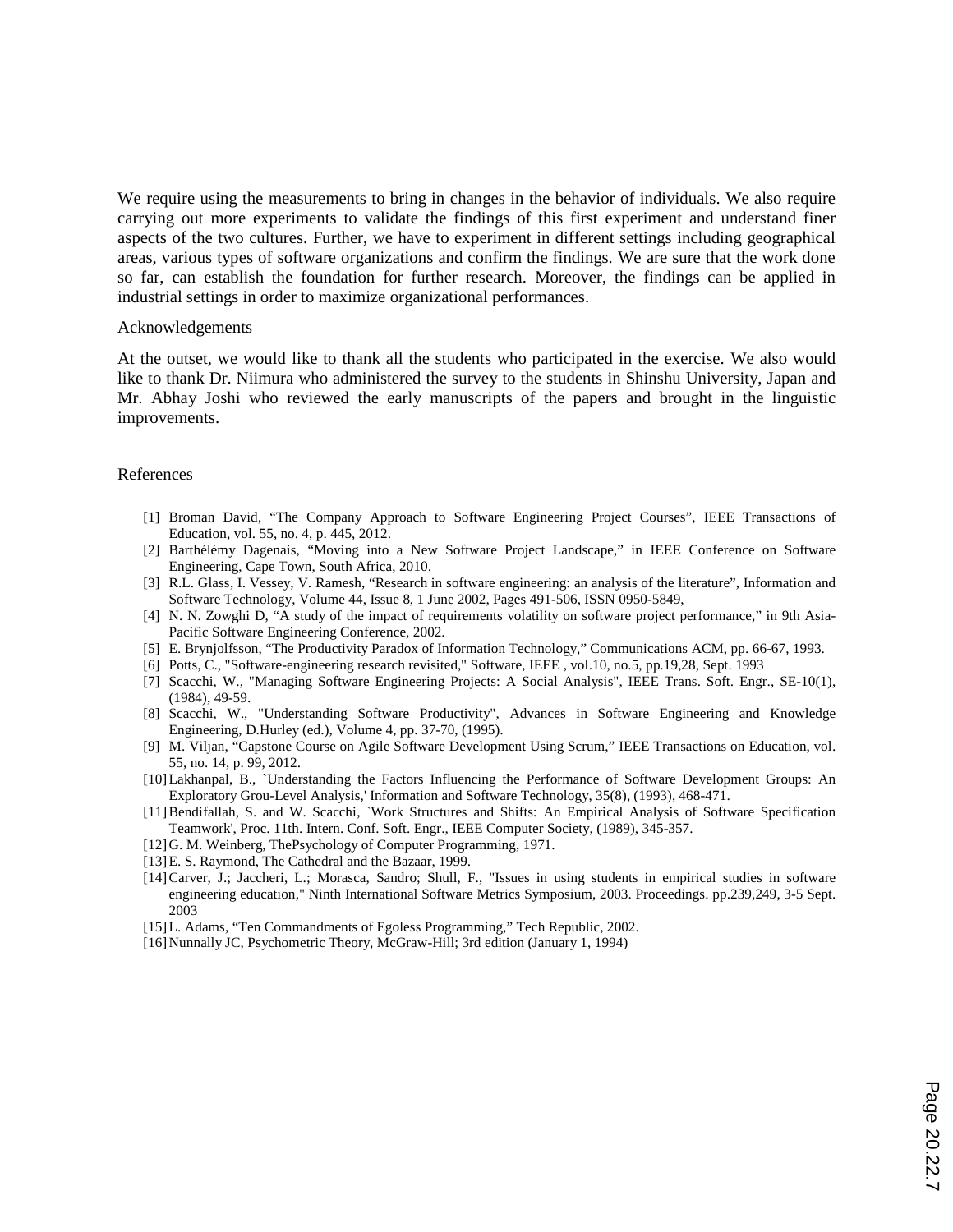We require using the measurements to bring in changes in the behavior of individuals. We also require carrying out more experiments to validate the findings of this first experiment and understand finer aspects of the two cultures. Further, we have to experiment in different settings including geographical areas, various types of software organizations and confirm the findings. We are sure that the work done so far, can establish the foundation for further research. Moreover, the findings can be applied in industrial settings in order to maximize organizational performances.

## Acknowledgements

At the outset, we would like to thank all the students who participated in the exercise. We also would like to thank Dr. Niimura who administered the survey to the students in Shinshu University, Japan and Mr. Abhay Joshi who reviewed the early manuscripts of the papers and brought in the linguistic improvements.

## References

[1] Broman David, "The Company Approach to Software Engineering Project Courses", IEEE Transactions of Education, vol. 55, no. 4, p. 445, 2012.

[2] Barthélémy Dagenais, "Moving into a New Software Project Landscape," in IEEE Conference on Software Engineering, Cape Town, South Africa, 2010.

[3] R.L. Glass, I. Vessey, V. Ramesh, "Research in software engineering: an analysis of the literature", Information and Software Technology, Volume 44, Issue 8, 1 June 2002, Pages 491-506, ISSN 0950-5849,

[4] N. N. Zowghi D, "A study of the impact of requirements volatility on software project performance," in 9th Asia-Pacific Software Engineering Conference, 2002.

[5] E. Brynjolfsson, "The Productivity Paradox of Information Technology," Communications ACM, pp. 66-67, 1993.

[6] Potts, C., "Software-engineering research revisited," Software, IEEE , vol.10, no.5, pp.19,28, Sept. 1993

[7] Scacchi, W., "Managing Software Engineering Projects: A Social Analysis", IEEE Trans. Soft. Engr., SE-10(1), (1984), 49-59.

[8] Scacchi, W., "Understanding Software Productivity", Advances in Software Engineering and Knowledge Engineering, D.Hurley (ed.), Volume 4, pp. 37-70, (1995).

[9] M. Viljan, "Capstone Course on Agile Software Development Using Scrum," IEEE Transactions on Education, vol. 55, no. 14, p. 99, 2012.

[10] Lakhanpal, B., `Understanding the Factors Influencing the Performance of Software Development Groups: An Exploratory Grou-Level Analysis,' Information and Software Technology, 35(8), (1993), 468-471.

[11] Bendifallah, S. and W. Scacchi, `Work Structures and Shifts: An Empirical Analysis of Software Specification Teamwork', Proc. 11th. Intern. Conf. Soft. Engr., IEEE Computer Society, (1989), 345-357.

[12] G. M. Weinberg, ThePsychology of Computer Programming, 1971.

[13] E. S. Raymond, The Cathedral and the Bazaar, 1999.

[14] Carver, J.; Jaccheri, L.; Morasca, Sandro; Shull, F., "Issues in using students in empirical studies in software engineering education," Ninth International Software Metrics Symposium, 2003. Proceedings. pp.239,249, 3-5 Sept. 2003

[15] L. Adams, "Ten Commandments of Egoless Programming," Tech Republic, 2002.

[16] Nunnally JC, Psychometric Theory, McGraw-Hill; 3rd edition (January 1, 1994)